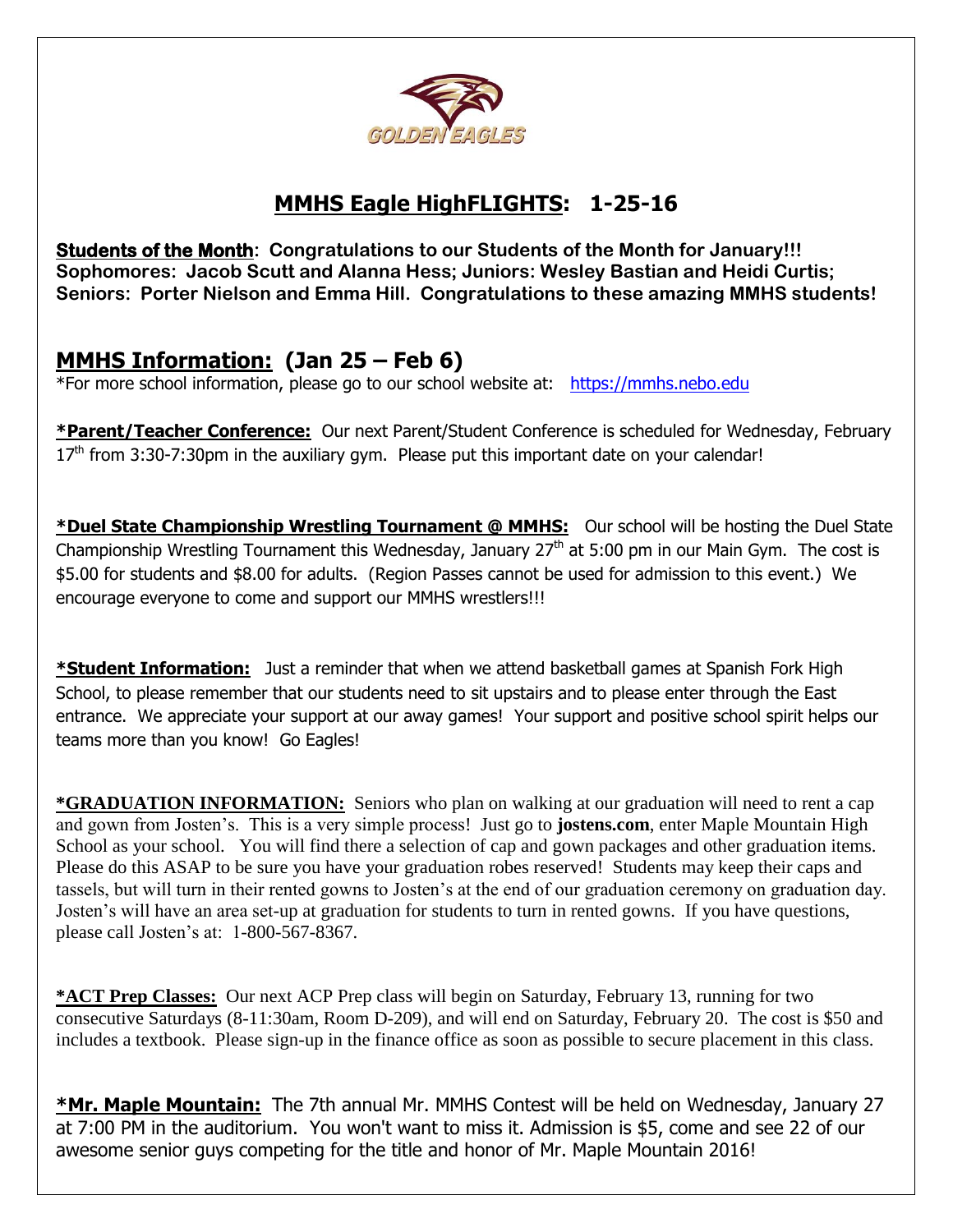GOLDEN EAGLES

# MMHS Eagle HighFLIGHTS: 1-25-16

**Students of the Month: Congratulations to our Students of the Month for January!!! Sophomores: Jacob Scutt and Alanna Hess; Juniors: Wesley Bastian and Heidi Curtis; Seniors: Porter Nielson and Emma Hill. Congratulations to these amazing MMHS students!**

## MMHS Information: (Jan 25 – Feb 6)

*For more school information, please go to our school website at: https://mmhs.nebo.edu

**\*Parent/Teacher Conference:** Our next Parent/Student Conference is scheduled for Wednesday, February 17th from 3:30-7:30pm in the auxiliary gym. Please put this important date on your calendar!

**\*Duel State Championship Wrestling Tournament @ MMHS:** Our school will be hosting the Duel State Championship Wrestling Tournament this Wednesday, January 27th at 5:00 pm in our Main Gym. The cost is $5.00 for students and $8.00 for adults. (Region Passes cannot be used for admission to this event.) We encourage everyone to come and support our MMHS wrestlers!!!

**\*Student Information:** Just a reminder that when we attend basketball games at Spanish Fork High School, to please remember that our students need to sit upstairs and to please enter through the East entrance. We appreciate your support at our away games! Your support and positive school spirit helps our teams more than you know! Go Eagles!

**\*GRADUATION INFORMATION:** Seniors who plan on walking at our graduation will need to rent a cap and gown from Josten's. This is a very simple process! Just go to **jostens.com**, enter Maple Mountain High School as your school. You will find there a selection of cap and gown packages and other graduation items. Please do this ASAP to be sure you have your graduation robes reserved! Students may keep their caps and tassels, but will turn in their rented gowns to Josten's at the end of our graduation ceremony on graduation day. Josten's will have an area set-up at graduation for students to turn in rented gowns. If you have questions, please call Josten's at: 1-800-567-8367.

**\*ACT Prep Classes:** Our next ACP Prep class will begin on Saturday, February 13, running for two consecutive Saturdays (8-11:30am, Room D-209), and will end on Saturday, February 20. The cost is $50 and includes a textbook. Please sign-up in the finance office as soon as possible to secure placement in this class.

**\*Mr. Maple Mountain:** The 7th annual Mr. MMHS Contest will be held on Wednesday, January 27 at 7:00 PM in the auditorium. You won't want to miss it. Admission is $5, come and see 22 of our awesome senior guys competing for the title and honor of Mr. Maple Mountain 2016!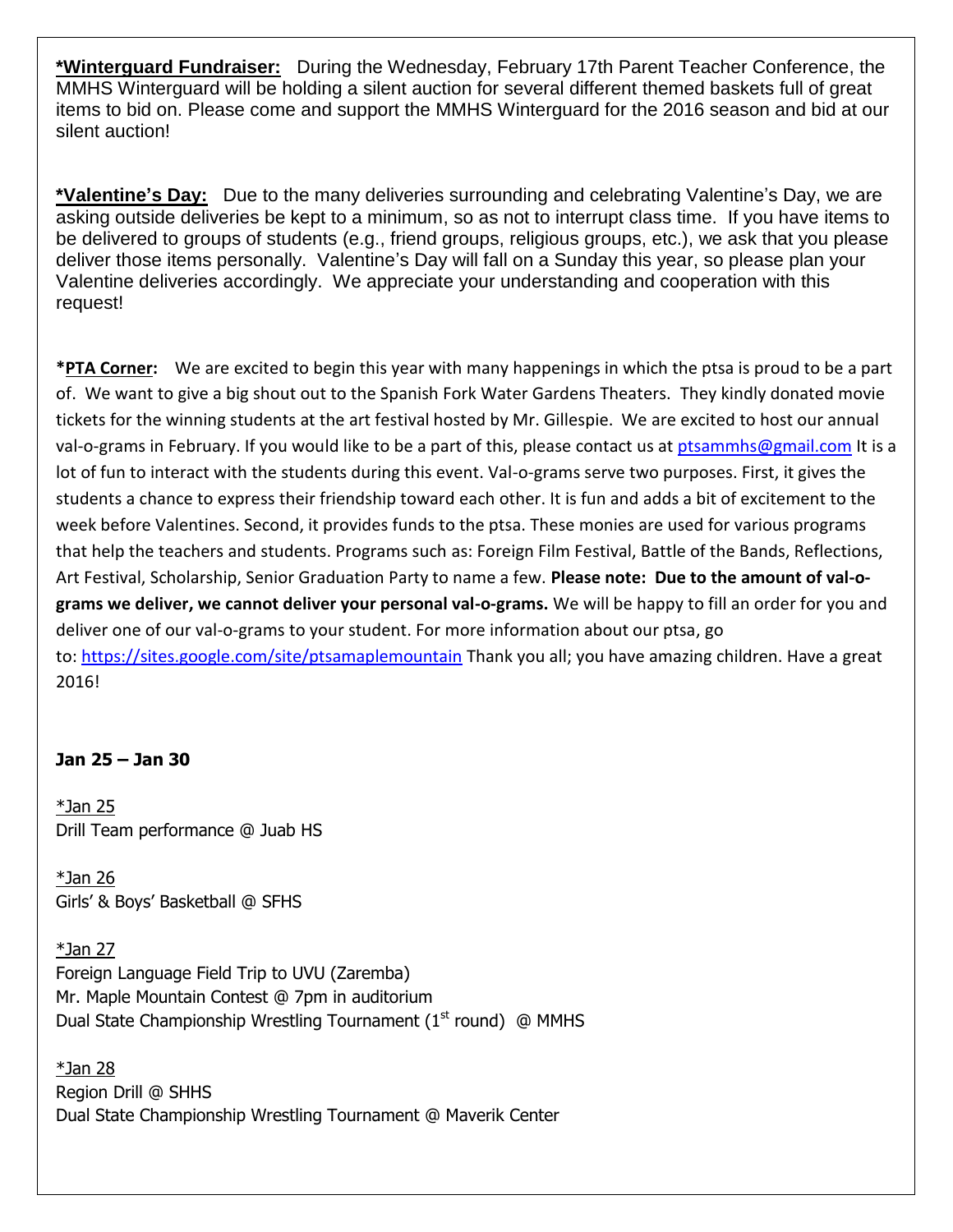**<u>*Winterguard Fundraiser:</u>** During the Wednesday, February 17th Parent Teacher Conference, the MMHS Winterguard will be holding a silent auction for several different themed baskets full of great items to bid on. Please come and support the MMHS Winterguard for the 2016 season and bid at our silent auction!

**<u>*Valentine's Day:</u>** Due to the many deliveries surrounding and celebrating Valentine's Day, we are asking outside deliveries be kept to a minimum, so as not to interrupt class time. If you have items to be delivered to groups of students (e.g., friend groups, religious groups, etc.), we ask that you please deliver those items personally. Valentine's Day will fall on a Sunday this year, so please plan your Valentine deliveries accordingly. We appreciate your understanding and cooperation with this request!

**<u>*PTA Corner:</u>** We are excited to begin this year with many happenings in which the ptsa is proud to be a part of. We want to give a big shout out to the Spanish Fork Water Gardens Theaters. They kindly donated movie tickets for the winning students at the art festival hosted by Mr. Gillespie. We are excited to host our annual val-o-grams in February. If you would like to be a part of this, please contact us at ptsammhs@gmail.com It is a lot of fun to interact with the students during this event. Val-o-grams serve two purposes. First, it gives the students a chance to express their friendship toward each other. It is fun and adds a bit of excitement to the week before Valentines. Second, it provides funds to the ptsa. These monies are used for various programs that help the teachers and students. Programs such as: Foreign Film Festival, Battle of the Bands, Reflections, Art Festival, Scholarship, Senior Graduation Party to name a few. **Please note: Due to the amount of val-o-grams we deliver, we cannot deliver your personal val-o-grams.** We will be happy to fill an order for you and deliver one of our val-o-grams to your student. For more information about our ptsa, go to: https://sites.google.com/site/ptsamaplemountain Thank you all; you have amazing children. Have a great 2016!

**Jan 25 – Jan 30**

<u>*Jan 25</u>
Drill Team performance @ Juab HS

<u>*Jan 26</u>
Girls' & Boys' Basketball @ SFHS

<u>*Jan 27</u>
Foreign Language Field Trip to UVU (Zaremba)
Mr. Maple Mountain Contest @ 7pm in auditorium
Dual State Championship Wrestling Tournament (1st round) @ MMHS

<u>*Jan 28</u>
Region Drill @ SHHS
Dual State Championship Wrestling Tournament @ Maverik Center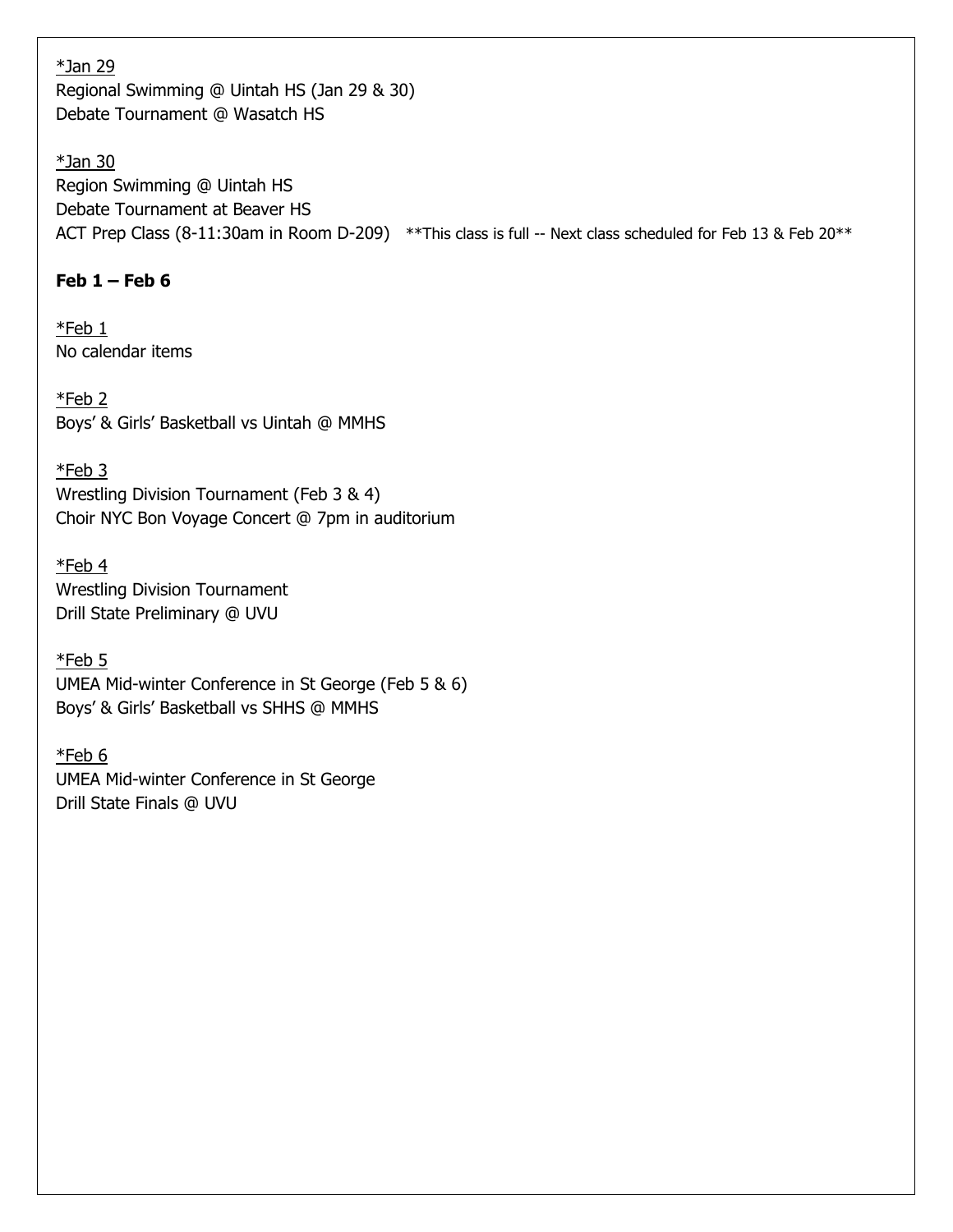*Jan 29
Regional Swimming @ Uintah HS (Jan 29 & 30)
Debate Tournament @ Wasatch HS

*Jan 30
Region Swimming @ Uintah HS
Debate Tournament at Beaver HS
ACT Prep Class (8-11:30am in Room D-209) **This class is full -- Next class scheduled for Feb 13 & Feb 20**

**Feb 1 – Feb 6**

*Feb 1
No calendar items

*Feb 2
Boys' & Girls' Basketball vs Uintah @ MMHS

*Feb 3
Wrestling Division Tournament (Feb 3 & 4)
Choir NYC Bon Voyage Concert @ 7pm in auditorium

*Feb 4
Wrestling Division Tournament
Drill State Preliminary @ UVU

*Feb 5
UMEA Mid-winter Conference in St George (Feb 5 & 6)
Boys' & Girls' Basketball vs SHHS @ MMHS

*Feb 6
UMEA Mid-winter Conference in St George
Drill State Finals @ UVU